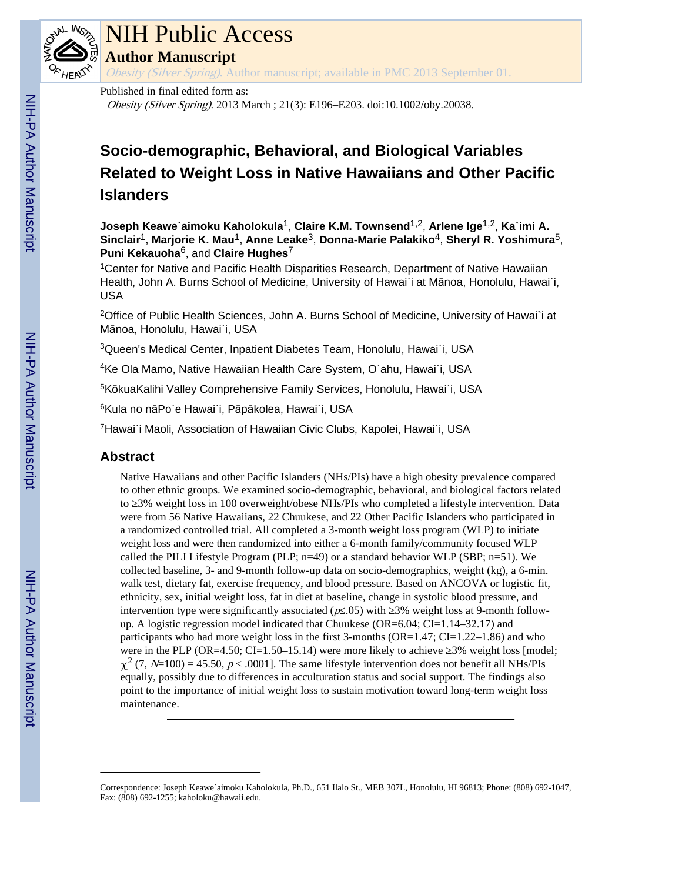# NIH Public Access

**Author Manuscript**

*Obesity (Silver Spring)*. Author manuscript; available in PMC 2013 September 01.

Published in final edited form as:

*Obesity (Silver Spring)*. 2013 March ; 21(3): E196–E203. doi:10.1002/oby.20038.

# Socio-demographic, Behavioral, and Biological Variables Related to Weight Loss in Native Hawaiians and Other Pacific Islanders

**Joseph Keawe`aimoku Kaholokula**[1], **Claire K.M. Townsend**[1,2], **Arlene Ige**[1,2], **Ka`imi A. Sinclair**[1], **Marjorie K. Mau**[1], **Anne Leake**[3], **Donna-Marie Palakiko**[4], **Sheryl R. Yoshimura**[5], **Puni Kekauoha**[6], and **Claire Hughes**[7]

[1]Center for Native and Pacific Health Disparities Research, Department of Native Hawaiian Health, John A. Burns School of Medicine, University of Hawai`i at Mānoa, Honolulu, Hawai`i, USA

[2]Office of Public Health Sciences, John A. Burns School of Medicine, University of Hawai`i at Mānoa, Honolulu, Hawai`i, USA

[3]Queen's Medical Center, Inpatient Diabetes Team, Honolulu, Hawai`i, USA

[4]Ke Ola Mamo, Native Hawaiian Health Care System, O`ahu, Hawai`i, USA

[5]KōkuaKalihi Valley Comprehensive Family Services, Honolulu, Hawai`i, USA

[6]Kula no nāPo`e Hawai`i, Pāpākolea, Hawai`i, USA

[7]Hawai`i Maoli, Association of Hawaiian Civic Clubs, Kapolei, Hawai`i, USA

## Abstract

Native Hawaiians and other Pacific Islanders (NHs/PIs) have a high obesity prevalence compared to other ethnic groups. We examined socio-demographic, behavioral, and biological factors related to ≥3% weight loss in 100 overweight/obese NHs/PIs who completed a lifestyle intervention. Data were from 56 Native Hawaiians, 22 Chuukese, and 22 Other Pacific Islanders who participated in a randomized controlled trial. All completed a 3-month weight loss program (WLP) to initiate weight loss and were then randomized into either a 6-month family/community focused WLP called the PILI Lifestyle Program (PLP; n=49) or a standard behavior WLP (SBP; n=51). We collected baseline, 3- and 9-month follow-up data on socio-demographics, weight (kg), a 6-min. walk test, dietary fat, exercise frequency, and blood pressure. Based on ANCOVA or logistic fit, ethnicity, sex, initial weight loss, fat in diet at baseline, change in systolic blood pressure, and intervention type were significantly associated ($p \leq .05$) with ≥3% weight loss at 9-month follow-up. A logistic regression model indicated that Chuukese (OR=6.04; CI=1.14–32.17) and participants who had more weight loss in the first 3-months (OR=1.47; CI=1.22–1.86) and who were in the PLP (OR=4.50; CI=1.50–15.14) were more likely to achieve ≥3% weight loss [model; $\chi^2$ (7, $N$=100) = 45.50, $p < .0001$]. The same lifestyle intervention does not benefit all NHs/PIs equally, possibly due to differences in acculturation status and social support. The findings also point to the importance of initial weight loss to sustain motivation toward long-term weight loss maintenance.

---

Correspondence: Joseph Keawe`aimoku Kaholokula, Ph.D., 651 Ilalo St., MEB 307L, Honolulu, HI 96813; Phone: (808) 692-1047, Fax: (808) 692-1255; kaholoku@hawaii.edu.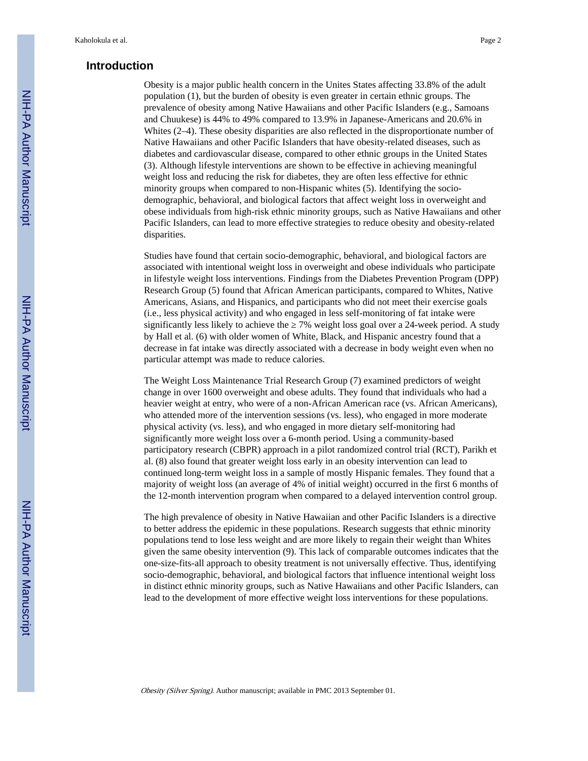## Introduction

Obesity is a major public health concern in the Unites States affecting 33.8% of the adult population (1), but the burden of obesity is even greater in certain ethnic groups. The prevalence of obesity among Native Hawaiians and other Pacific Islanders (e.g., Samoans and Chuukese) is 44% to 49% compared to 13.9% in Japanese-Americans and 20.6% in Whites (2–4). These obesity disparities are also reflected in the disproportionate number of Native Hawaiians and other Pacific Islanders that have obesity-related diseases, such as diabetes and cardiovascular disease, compared to other ethnic groups in the United States (3). Although lifestyle interventions are shown to be effective in achieving meaningful weight loss and reducing the risk for diabetes, they are often less effective for ethnic minority groups when compared to non-Hispanic whites (5). Identifying the socio-demographic, behavioral, and biological factors that affect weight loss in overweight and obese individuals from high-risk ethnic minority groups, such as Native Hawaiians and other Pacific Islanders, can lead to more effective strategies to reduce obesity and obesity-related disparities.

Studies have found that certain socio-demographic, behavioral, and biological factors are associated with intentional weight loss in overweight and obese individuals who participate in lifestyle weight loss interventions. Findings from the Diabetes Prevention Program (DPP) Research Group (5) found that African American participants, compared to Whites, Native Americans, Asians, and Hispanics, and participants who did not meet their exercise goals (i.e., less physical activity) and who engaged in less self-monitoring of fat intake were significantly less likely to achieve the ≥ 7% weight loss goal over a 24-week period. A study by Hall et al. (6) with older women of White, Black, and Hispanic ancestry found that a decrease in fat intake was directly associated with a decrease in body weight even when no particular attempt was made to reduce calories.

The Weight Loss Maintenance Trial Research Group (7) examined predictors of weight change in over 1600 overweight and obese adults. They found that individuals who had a heavier weight at entry, who were of a non-African American race (vs. African Americans), who attended more of the intervention sessions (vs. less), who engaged in more moderate physical activity (vs. less), and who engaged in more dietary self-monitoring had significantly more weight loss over a 6-month period. Using a community-based participatory research (CBPR) approach in a pilot randomized control trial (RCT), Parikh et al. (8) also found that greater weight loss early in an obesity intervention can lead to continued long-term weight loss in a sample of mostly Hispanic females. They found that a majority of weight loss (an average of 4% of initial weight) occurred in the first 6 months of the 12-month intervention program when compared to a delayed intervention control group.

The high prevalence of obesity in Native Hawaiian and other Pacific Islanders is a directive to better address the epidemic in these populations. Research suggests that ethnic minority populations tend to lose less weight and are more likely to regain their weight than Whites given the same obesity intervention (9). This lack of comparable outcomes indicates that the one-size-fits-all approach to obesity treatment is not universally effective. Thus, identifying socio-demographic, behavioral, and biological factors that influence intentional weight loss in distinct ethnic minority groups, such as Native Hawaiians and other Pacific Islanders, can lead to the development of more effective weight loss interventions for these populations.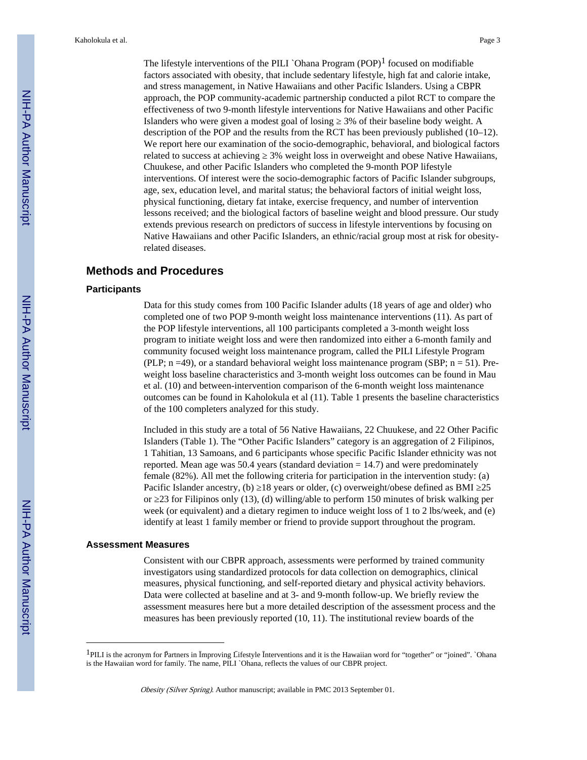The lifestyle interventions of the PILI `Ohana Program (POP)[1] focused on modifiable factors associated with obesity, that include sedentary lifestyle, high fat and calorie intake, and stress management, in Native Hawaiians and other Pacific Islanders. Using a CBPR approach, the POP community-academic partnership conducted a pilot RCT to compare the effectiveness of two 9-month lifestyle interventions for Native Hawaiians and other Pacific Islanders who were given a modest goal of losing ≥ 3% of their baseline body weight. A description of the POP and the results from the RCT has been previously published (10–12). We report here our examination of the socio-demographic, behavioral, and biological factors related to success at achieving ≥ 3% weight loss in overweight and obese Native Hawaiians, Chuukese, and other Pacific Islanders who completed the 9-month POP lifestyle interventions. Of interest were the socio-demographic factors of Pacific Islander subgroups, age, sex, education level, and marital status; the behavioral factors of initial weight loss, physical functioning, dietary fat intake, exercise frequency, and number of intervention lessons received; and the biological factors of baseline weight and blood pressure. Our study extends previous research on predictors of success in lifestyle interventions by focusing on Native Hawaiians and other Pacific Islanders, an ethnic/racial group most at risk for obesity-related diseases.

## Methods and Procedures

### Participants

Data for this study comes from 100 Pacific Islander adults (18 years of age and older) who completed one of two POP 9-month weight loss maintenance interventions (11). As part of the POP lifestyle interventions, all 100 participants completed a 3-month weight loss program to initiate weight loss and were then randomized into either a 6-month family and community focused weight loss maintenance program, called the PILI Lifestyle Program (PLP; n =49), or a standard behavioral weight loss maintenance program (SBP; n = 51). Pre-weight loss baseline characteristics and 3-month weight loss outcomes can be found in Mau et al. (10) and between-intervention comparison of the 6-month weight loss maintenance outcomes can be found in Kaholokula et al (11). Table 1 presents the baseline characteristics of the 100 completers analyzed for this study.

Included in this study are a total of 56 Native Hawaiians, 22 Chuukese, and 22 Other Pacific Islanders (Table 1). The "Other Pacific Islanders" category is an aggregation of 2 Filipinos, 1 Tahitian, 13 Samoans, and 6 participants whose specific Pacific Islander ethnicity was not reported. Mean age was 50.4 years (standard deviation = 14.7) and were predominately female (82%). All met the following criteria for participation in the intervention study: (a) Pacific Islander ancestry, (b) ≥18 years or older, (c) overweight/obese defined as BMI ≥25 or ≥23 for Filipinos only (13), (d) willing/able to perform 150 minutes of brisk walking per week (or equivalent) and a dietary regimen to induce weight loss of 1 to 2 lbs/week, and (e) identify at least 1 family member or friend to provide support throughout the program.

### Assessment Measures

Consistent with our CBPR approach, assessments were performed by trained community investigators using standardized protocols for data collection on demographics, clinical measures, physical functioning, and self-reported dietary and physical activity behaviors. Data were collected at baseline and at 3- and 9-month follow-up. We briefly review the assessment measures here but a more detailed description of the assessment process and the measures has been previously reported (10, 11). The institutional review boards of the

---

[1] PILI is the acronym for P̄artners in Īmproving L̄ifestyle Īnterventions and it is the Hawaiian word for "together" or "joined". `Ohana is the Hawaiian word for family. The name, PILI `Ohana, reflects the values of our CBPR project.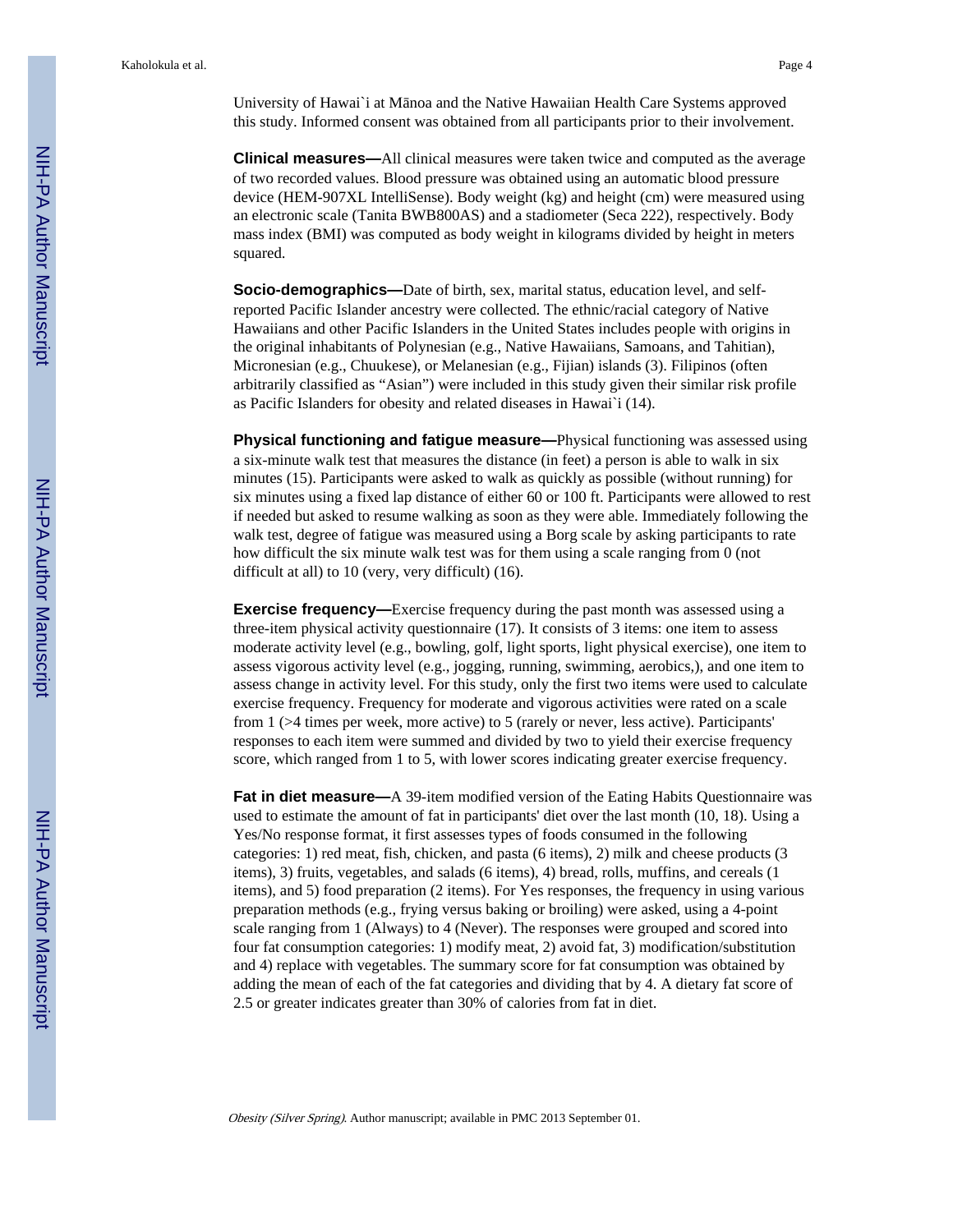University of Hawai`i at Mānoa and the Native Hawaiian Health Care Systems approved this study. Informed consent was obtained from all participants prior to their involvement.

**Clinical measures—**All clinical measures were taken twice and computed as the average of two recorded values. Blood pressure was obtained using an automatic blood pressure device (HEM-907XL IntelliSense). Body weight (kg) and height (cm) were measured using an electronic scale (Tanita BWB800AS) and a stadiometer (Seca 222), respectively. Body mass index (BMI) was computed as body weight in kilograms divided by height in meters squared.

**Socio-demographics—**Date of birth, sex, marital status, education level, and self-reported Pacific Islander ancestry were collected. The ethnic/racial category of Native Hawaiians and other Pacific Islanders in the United States includes people with origins in the original inhabitants of Polynesian (e.g., Native Hawaiians, Samoans, and Tahitian), Micronesian (e.g., Chuukese), or Melanesian (e.g., Fijian) islands (3). Filipinos (often arbitrarily classified as "Asian") were included in this study given their similar risk profile as Pacific Islanders for obesity and related diseases in Hawai`i (14).

**Physical functioning and fatigue measure—**Physical functioning was assessed using a six-minute walk test that measures the distance (in feet) a person is able to walk in six minutes (15). Participants were asked to walk as quickly as possible (without running) for six minutes using a fixed lap distance of either 60 or 100 ft. Participants were allowed to rest if needed but asked to resume walking as soon as they were able. Immediately following the walk test, degree of fatigue was measured using a Borg scale by asking participants to rate how difficult the six minute walk test was for them using a scale ranging from 0 (not difficult at all) to 10 (very, very difficult) (16).

**Exercise frequency—**Exercise frequency during the past month was assessed using a three-item physical activity questionnaire (17). It consists of 3 items: one item to assess moderate activity level (e.g., bowling, golf, light sports, light physical exercise), one item to assess vigorous activity level (e.g., jogging, running, swimming, aerobics,), and one item to assess change in activity level. For this study, only the first two items were used to calculate exercise frequency. Frequency for moderate and vigorous activities were rated on a scale from 1 (>4 times per week, more active) to 5 (rarely or never, less active). Participants' responses to each item were summed and divided by two to yield their exercise frequency score, which ranged from 1 to 5, with lower scores indicating greater exercise frequency.

**Fat in diet measure—**A 39-item modified version of the Eating Habits Questionnaire was used to estimate the amount of fat in participants' diet over the last month (10, 18). Using a Yes/No response format, it first assesses types of foods consumed in the following categories: 1) red meat, fish, chicken, and pasta (6 items), 2) milk and cheese products (3 items), 3) fruits, vegetables, and salads (6 items), 4) bread, rolls, muffins, and cereals (1 items), and 5) food preparation (2 items). For Yes responses, the frequency in using various preparation methods (e.g., frying versus baking or broiling) were asked, using a 4-point scale ranging from 1 (Always) to 4 (Never). The responses were grouped and scored into four fat consumption categories: 1) modify meat, 2) avoid fat, 3) modification/substitution and 4) replace with vegetables. The summary score for fat consumption was obtained by adding the mean of each of the fat categories and dividing that by 4. A dietary fat score of 2.5 or greater indicates greater than 30% of calories from fat in diet.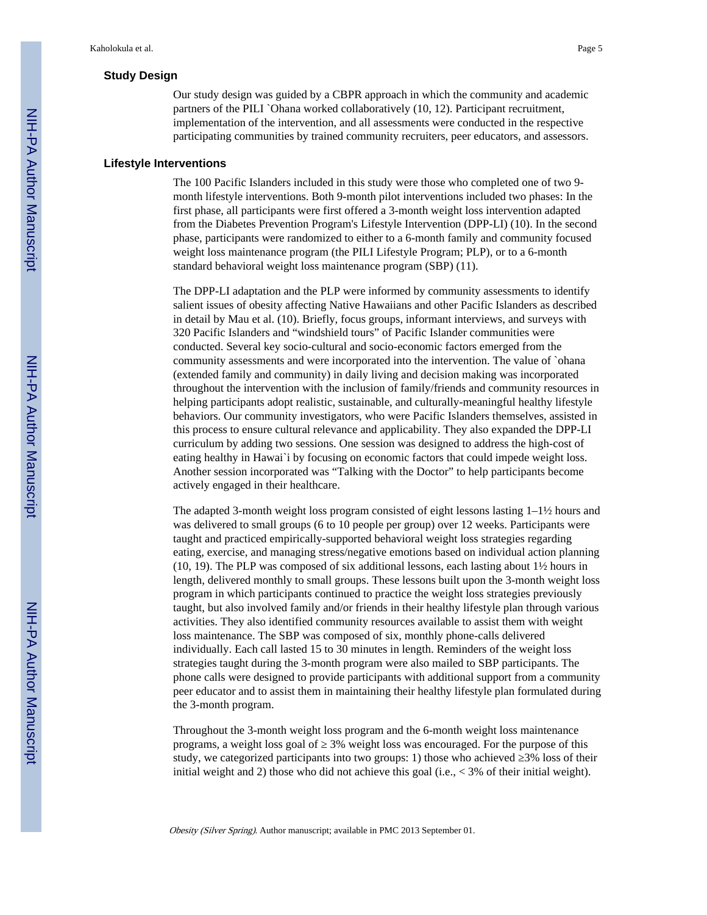## Study Design

Our study design was guided by a CBPR approach in which the community and academic partners of the PILI `Ohana worked collaboratively (10, 12). Participant recruitment, implementation of the intervention, and all assessments were conducted in the respective participating communities by trained community recruiters, peer educators, and assessors.

## Lifestyle Interventions

The 100 Pacific Islanders included in this study were those who completed one of two 9-month lifestyle interventions. Both 9-month pilot interventions included two phases: In the first phase, all participants were first offered a 3-month weight loss intervention adapted from the Diabetes Prevention Program's Lifestyle Intervention (DPP-LI) (10). In the second phase, participants were randomized to either to a 6-month family and community focused weight loss maintenance program (the PILI Lifestyle Program; PLP), or to a 6-month standard behavioral weight loss maintenance program (SBP) (11).

The DPP-LI adaptation and the PLP were informed by community assessments to identify salient issues of obesity affecting Native Hawaiians and other Pacific Islanders as described in detail by Mau et al. (10). Briefly, focus groups, informant interviews, and surveys with 320 Pacific Islanders and "windshield tours" of Pacific Islander communities were conducted. Several key socio-cultural and socio-economic factors emerged from the community assessments and were incorporated into the intervention. The value of `ohana (extended family and community) in daily living and decision making was incorporated throughout the intervention with the inclusion of family/friends and community resources in helping participants adopt realistic, sustainable, and culturally-meaningful healthy lifestyle behaviors. Our community investigators, who were Pacific Islanders themselves, assisted in this process to ensure cultural relevance and applicability. They also expanded the DPP-LI curriculum by adding two sessions. One session was designed to address the high-cost of eating healthy in Hawai`i by focusing on economic factors that could impede weight loss. Another session incorporated was "Talking with the Doctor" to help participants become actively engaged in their healthcare.

The adapted 3-month weight loss program consisted of eight lessons lasting 1–1½ hours and was delivered to small groups (6 to 10 people per group) over 12 weeks. Participants were taught and practiced empirically-supported behavioral weight loss strategies regarding eating, exercise, and managing stress/negative emotions based on individual action planning (10, 19). The PLP was composed of six additional lessons, each lasting about 1½ hours in length, delivered monthly to small groups. These lessons built upon the 3-month weight loss program in which participants continued to practice the weight loss strategies previously taught, but also involved family and/or friends in their healthy lifestyle plan through various activities. They also identified community resources available to assist them with weight loss maintenance. The SBP was composed of six, monthly phone-calls delivered individually. Each call lasted 15 to 30 minutes in length. Reminders of the weight loss strategies taught during the 3-month program were also mailed to SBP participants. The phone calls were designed to provide participants with additional support from a community peer educator and to assist them in maintaining their healthy lifestyle plan formulated during the 3-month program.

Throughout the 3-month weight loss program and the 6-month weight loss maintenance programs, a weight loss goal of $\geq$ 3% weight loss was encouraged. For the purpose of this study, we categorized participants into two groups: 1) those who achieved $\geq$3% loss of their initial weight and 2) those who did not achieve this goal (i.e., $<$ 3% of their initial weight).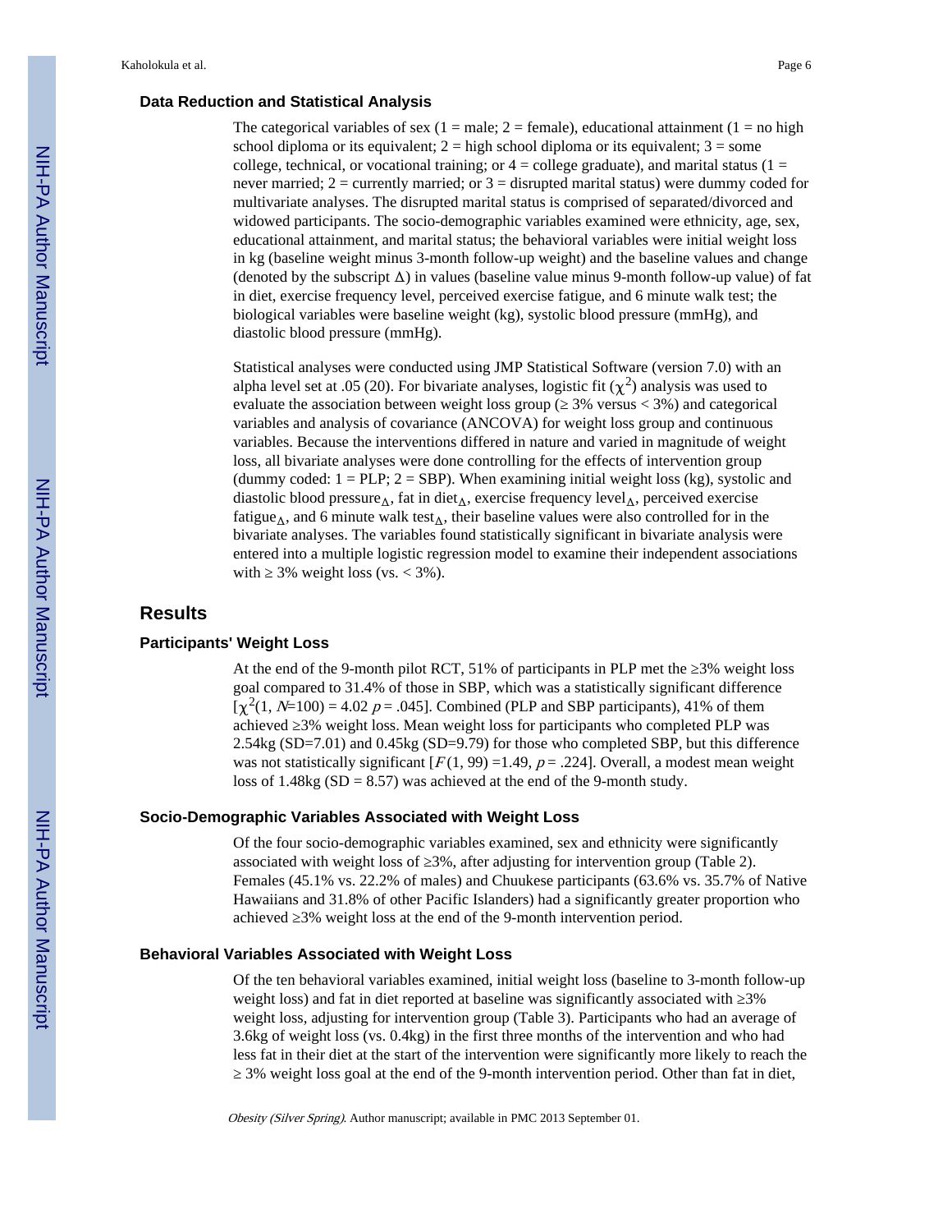### Data Reduction and Statistical Analysis

The categorical variables of sex (1 = male; 2 = female), educational attainment (1 = no high school diploma or its equivalent; 2 = high school diploma or its equivalent; 3 = some college, technical, or vocational training; or 4 = college graduate), and marital status (1 = never married; 2 = currently married; or 3 = disrupted marital status) were dummy coded for multivariate analyses. The disrupted marital status is comprised of separated/divorced and widowed participants. The socio-demographic variables examined were ethnicity, age, sex, educational attainment, and marital status; the behavioral variables were initial weight loss in kg (baseline weight minus 3-month follow-up weight) and the baseline values and change (denoted by the subscript Δ) in values (baseline value minus 9-month follow-up value) of fat in diet, exercise frequency level, perceived exercise fatigue, and 6 minute walk test; the biological variables were baseline weight (kg), systolic blood pressure (mmHg), and diastolic blood pressure (mmHg).

Statistical analyses were conducted using JMP Statistical Software (version 7.0) with an alpha level set at .05 (20). For bivariate analyses, logistic fit ($\chi^2$) analysis was used to evaluate the association between weight loss group (≥ 3% versus < 3%) and categorical variables and analysis of covariance (ANCOVA) for weight loss group and continuous variables. Because the interventions differed in nature and varied in magnitude of weight loss, all bivariate analyses were done controlling for the effects of intervention group (dummy coded: 1 = PLP; 2 = SBP). When examining initial weight loss (kg), systolic and diastolic blood pressure$_{\Delta}$, fat in diet$_{\Delta}$, exercise frequency level$_{\Delta}$, perceived exercise fatigue$_{\Delta}$, and 6 minute walk test$_{\Delta}$, their baseline values were also controlled for in the bivariate analyses. The variables found statistically significant in bivariate analysis were entered into a multiple logistic regression model to examine their independent associations with ≥ 3% weight loss (vs. < 3%).

## Results

### Participants' Weight Loss

At the end of the 9-month pilot RCT, 51% of participants in PLP met the ≥3% weight loss goal compared to 31.4% of those in SBP, which was a statistically significant difference [$\chi^2(1, N=100) = 4.02$ $p = .045$]. Combined (PLP and SBP participants), 41% of them achieved ≥3% weight loss. Mean weight loss for participants who completed PLP was 2.54kg (SD=7.01) and 0.45kg (SD=9.79) for those who completed SBP, but this difference was not statistically significant [$F(1, 99) = 1.49$, $p = .224$]. Overall, a modest mean weight loss of 1.48kg (SD = 8.57) was achieved at the end of the 9-month study.

### Socio-Demographic Variables Associated with Weight Loss

Of the four socio-demographic variables examined, sex and ethnicity were significantly associated with weight loss of ≥3%, after adjusting for intervention group (Table 2). Females (45.1% vs. 22.2% of males) and Chuukese participants (63.6% vs. 35.7% of Native Hawaiians and 31.8% of other Pacific Islanders) had a significantly greater proportion who achieved ≥3% weight loss at the end of the 9-month intervention period.

### Behavioral Variables Associated with Weight Loss

Of the ten behavioral variables examined, initial weight loss (baseline to 3-month follow-up weight loss) and fat in diet reported at baseline was significantly associated with ≥3% weight loss, adjusting for intervention group (Table 3). Participants who had an average of 3.6kg of weight loss (vs. 0.4kg) in the first three months of the intervention and who had less fat in their diet at the start of the intervention were significantly more likely to reach the ≥ 3% weight loss goal at the end of the 9-month intervention period. Other than fat in diet,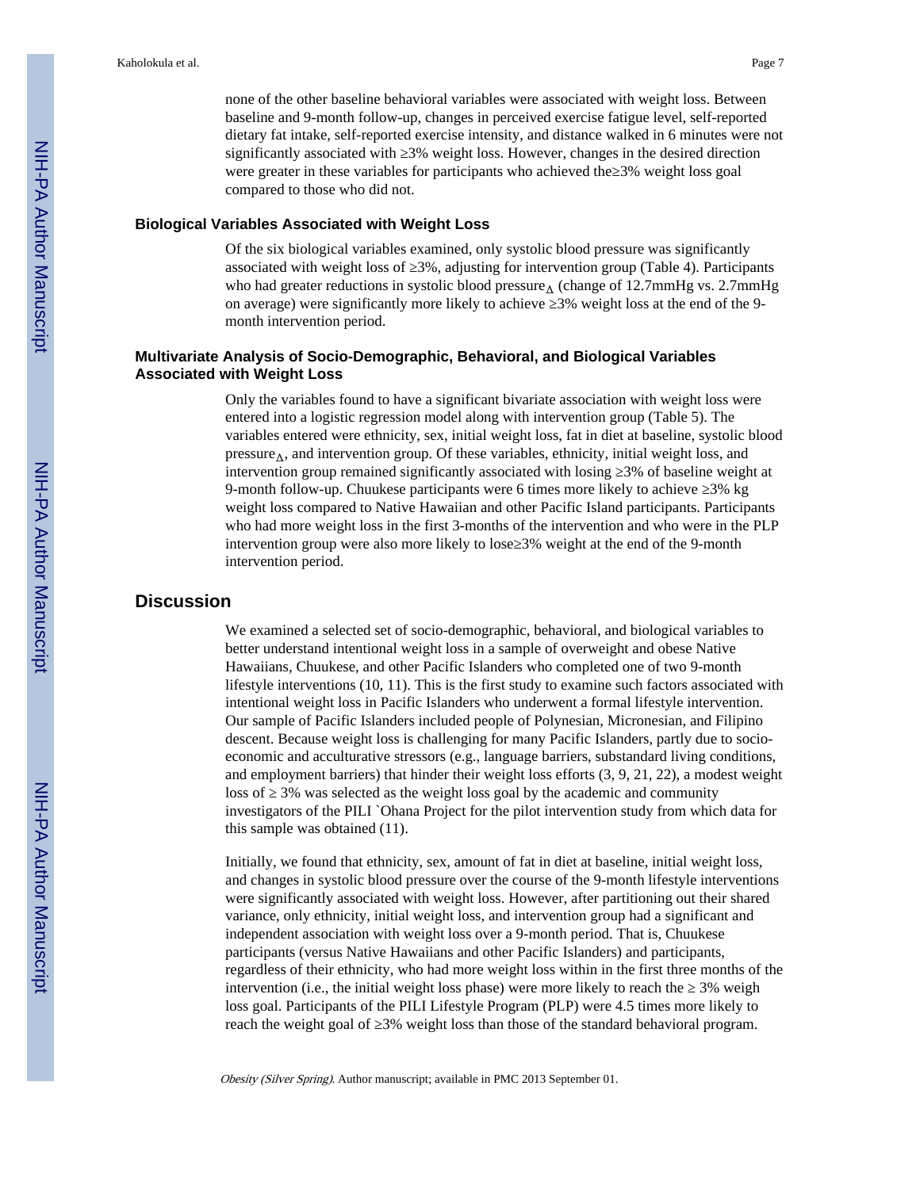none of the other baseline behavioral variables were associated with weight loss. Between baseline and 9-month follow-up, changes in perceived exercise fatigue level, self-reported dietary fat intake, self-reported exercise intensity, and distance walked in 6 minutes were not significantly associated with ≥3% weight loss. However, changes in the desired direction were greater in these variables for participants who achieved the≥3% weight loss goal compared to those who did not.

### Biological Variables Associated with Weight Loss

Of the six biological variables examined, only systolic blood pressure was significantly associated with weight loss of ≥3%, adjusting for intervention group (Table 4). Participants who had greater reductions in systolic blood pressure$_{\Delta}$ (change of 12.7mmHg vs. 2.7mmHg on average) were significantly more likely to achieve ≥3% weight loss at the end of the 9-month intervention period.

### Multivariate Analysis of Socio-Demographic, Behavioral, and Biological Variables Associated with Weight Loss

Only the variables found to have a significant bivariate association with weight loss were entered into a logistic regression model along with intervention group (Table 5). The variables entered were ethnicity, sex, initial weight loss, fat in diet at baseline, systolic blood pressure$_{\Delta}$, and intervention group. Of these variables, ethnicity, initial weight loss, and intervention group remained significantly associated with losing ≥3% of baseline weight at 9-month follow-up. Chuukese participants were 6 times more likely to achieve ≥3% kg weight loss compared to Native Hawaiian and other Pacific Island participants. Participants who had more weight loss in the first 3-months of the intervention and who were in the PLP intervention group were also more likely to lose≥3% weight at the end of the 9-month intervention period.

## Discussion

We examined a selected set of socio-demographic, behavioral, and biological variables to better understand intentional weight loss in a sample of overweight and obese Native Hawaiians, Chuukese, and other Pacific Islanders who completed one of two 9-month lifestyle interventions (10, 11). This is the first study to examine such factors associated with intentional weight loss in Pacific Islanders who underwent a formal lifestyle intervention. Our sample of Pacific Islanders included people of Polynesian, Micronesian, and Filipino descent. Because weight loss is challenging for many Pacific Islanders, partly due to socio-economic and acculturative stressors (e.g., language barriers, substandard living conditions, and employment barriers) that hinder their weight loss efforts (3, 9, 21, 22), a modest weight loss of ≥ 3% was selected as the weight loss goal by the academic and community investigators of the PILI `Ohana Project for the pilot intervention study from which data for this sample was obtained (11).

Initially, we found that ethnicity, sex, amount of fat in diet at baseline, initial weight loss, and changes in systolic blood pressure over the course of the 9-month lifestyle interventions were significantly associated with weight loss. However, after partitioning out their shared variance, only ethnicity, initial weight loss, and intervention group had a significant and independent association with weight loss over a 9-month period. That is, Chuukese participants (versus Native Hawaiians and other Pacific Islanders) and participants, regardless of their ethnicity, who had more weight loss within in the first three months of the intervention (i.e., the initial weight loss phase) were more likely to reach the ≥ 3% weigh loss goal. Participants of the PILI Lifestyle Program (PLP) were 4.5 times more likely to reach the weight goal of ≥3% weight loss than those of the standard behavioral program.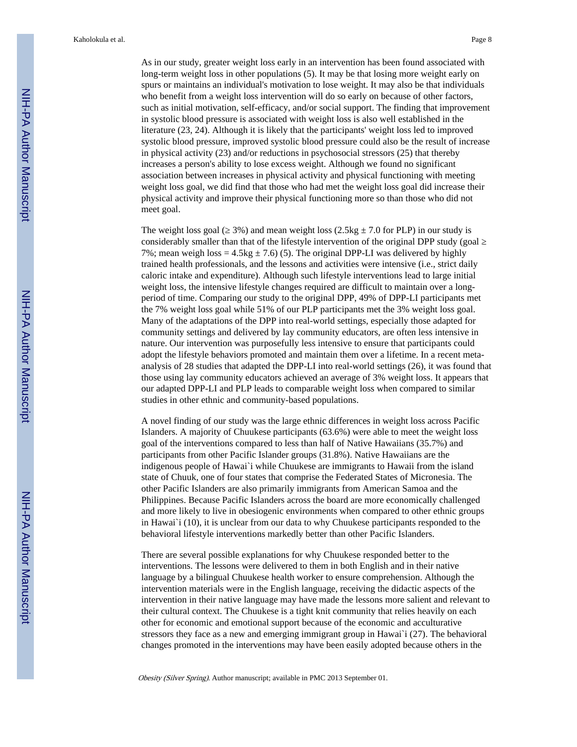As in our study, greater weight loss early in an intervention has been found associated with long-term weight loss in other populations (5). It may be that losing more weight early on spurs or maintains an individual's motivation to lose weight. It may also be that individuals who benefit from a weight loss intervention will do so early on because of other factors, such as initial motivation, self-efficacy, and/or social support. The finding that improvement in systolic blood pressure is associated with weight loss is also well established in the literature (23, 24). Although it is likely that the participants' weight loss led to improved systolic blood pressure, improved systolic blood pressure could also be the result of increase in physical activity (23) and/or reductions in psychosocial stressors (25) that thereby increases a person's ability to lose excess weight. Although we found no significant association between increases in physical activity and physical functioning with meeting weight loss goal, we did find that those who had met the weight loss goal did increase their physical activity and improve their physical functioning more so than those who did not meet goal.

The weight loss goal ($\geq$ 3%) and mean weight loss (2.5kg $\pm$ 7.0 for PLP) in our study is considerably smaller than that of the lifestyle intervention of the original DPP study (goal $\geq$ 7%; mean weigh loss = 4.5kg $\pm$ 7.6) (5). The original DPP-LI was delivered by highly trained health professionals, and the lessons and activities were intensive (i.e., strict daily caloric intake and expenditure). Although such lifestyle interventions lead to large initial weight loss, the intensive lifestyle changes required are difficult to maintain over a long-period of time. Comparing our study to the original DPP, 49% of DPP-LI participants met the 7% weight loss goal while 51% of our PLP participants met the 3% weight loss goal. Many of the adaptations of the DPP into real-world settings, especially those adapted for community settings and delivered by lay community educators, are often less intensive in nature. Our intervention was purposefully less intensive to ensure that participants could adopt the lifestyle behaviors promoted and maintain them over a lifetime. In a recent meta-analysis of 28 studies that adapted the DPP-LI into real-world settings (26), it was found that those using lay community educators achieved an average of 3% weight loss. It appears that our adapted DPP-LI and PLP leads to comparable weight loss when compared to similar studies in other ethnic and community-based populations.

A novel finding of our study was the large ethnic differences in weight loss across Pacific Islanders. A majority of Chuukese participants (63.6%) were able to meet the weight loss goal of the interventions compared to less than half of Native Hawaiians (35.7%) and participants from other Pacific Islander groups (31.8%). Native Hawaiians are the indigenous people of Hawai`i while Chuukese are immigrants to Hawaii from the island state of Chuuk, one of four states that comprise the Federated States of Micronesia. The other Pacific Islanders are also primarily immigrants from American Samoa and the Philippines. Because Pacific Islanders across the board are more economically challenged and more likely to live in obesiogenic environments when compared to other ethnic groups in Hawai`i (10), it is unclear from our data to why Chuukese participants responded to the behavioral lifestyle interventions markedly better than other Pacific Islanders.

There are several possible explanations for why Chuukese responded better to the interventions. The lessons were delivered to them in both English and in their native language by a bilingual Chuukese health worker to ensure comprehension. Although the intervention materials were in the English language, receiving the didactic aspects of the intervention in their native language may have made the lessons more salient and relevant to their cultural context. The Chuukese is a tight knit community that relies heavily on each other for economic and emotional support because of the economic and acculturative stressors they face as a new and emerging immigrant group in Hawai`i (27). The behavioral changes promoted in the interventions may have been easily adopted because others in the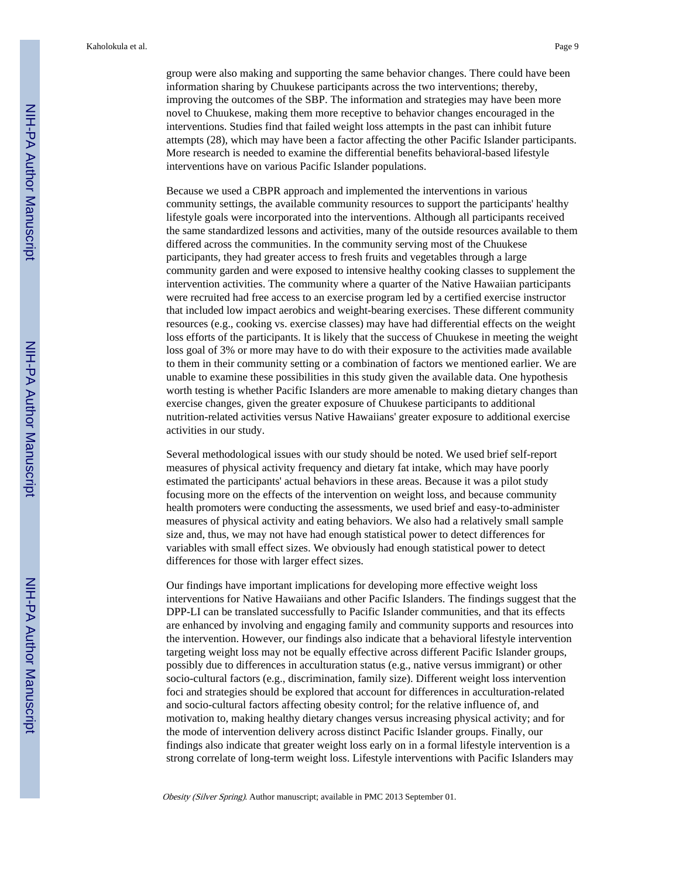group were also making and supporting the same behavior changes. There could have been information sharing by Chuukese participants across the two interventions; thereby, improving the outcomes of the SBP. The information and strategies may have been more novel to Chuukese, making them more receptive to behavior changes encouraged in the interventions. Studies find that failed weight loss attempts in the past can inhibit future attempts (28), which may have been a factor affecting the other Pacific Islander participants. More research is needed to examine the differential benefits behavioral-based lifestyle interventions have on various Pacific Islander populations.

Because we used a CBPR approach and implemented the interventions in various community settings, the available community resources to support the participants' healthy lifestyle goals were incorporated into the interventions. Although all participants received the same standardized lessons and activities, many of the outside resources available to them differed across the communities. In the community serving most of the Chuukese participants, they had greater access to fresh fruits and vegetables through a large community garden and were exposed to intensive healthy cooking classes to supplement the intervention activities. The community where a quarter of the Native Hawaiian participants were recruited had free access to an exercise program led by a certified exercise instructor that included low impact aerobics and weight-bearing exercises. These different community resources (e.g., cooking vs. exercise classes) may have had differential effects on the weight loss efforts of the participants. It is likely that the success of Chuukese in meeting the weight loss goal of 3% or more may have to do with their exposure to the activities made available to them in their community setting or a combination of factors we mentioned earlier. We are unable to examine these possibilities in this study given the available data. One hypothesis worth testing is whether Pacific Islanders are more amenable to making dietary changes than exercise changes, given the greater exposure of Chuukese participants to additional nutrition-related activities versus Native Hawaiians' greater exposure to additional exercise activities in our study.

Several methodological issues with our study should be noted. We used brief self-report measures of physical activity frequency and dietary fat intake, which may have poorly estimated the participants' actual behaviors in these areas. Because it was a pilot study focusing more on the effects of the intervention on weight loss, and because community health promoters were conducting the assessments, we used brief and easy-to-administer measures of physical activity and eating behaviors. We also had a relatively small sample size and, thus, we may not have had enough statistical power to detect differences for variables with small effect sizes. We obviously had enough statistical power to detect differences for those with larger effect sizes.

Our findings have important implications for developing more effective weight loss interventions for Native Hawaiians and other Pacific Islanders. The findings suggest that the DPP-LI can be translated successfully to Pacific Islander communities, and that its effects are enhanced by involving and engaging family and community supports and resources into the intervention. However, our findings also indicate that a behavioral lifestyle intervention targeting weight loss may not be equally effective across different Pacific Islander groups, possibly due to differences in acculturation status (e.g., native versus immigrant) or other socio-cultural factors (e.g., discrimination, family size). Different weight loss intervention foci and strategies should be explored that account for differences in acculturation-related and socio-cultural factors affecting obesity control; for the relative influence of, and motivation to, making healthy dietary changes versus increasing physical activity; and for the mode of intervention delivery across distinct Pacific Islander groups. Finally, our findings also indicate that greater weight loss early on in a formal lifestyle intervention is a strong correlate of long-term weight loss. Lifestyle interventions with Pacific Islanders may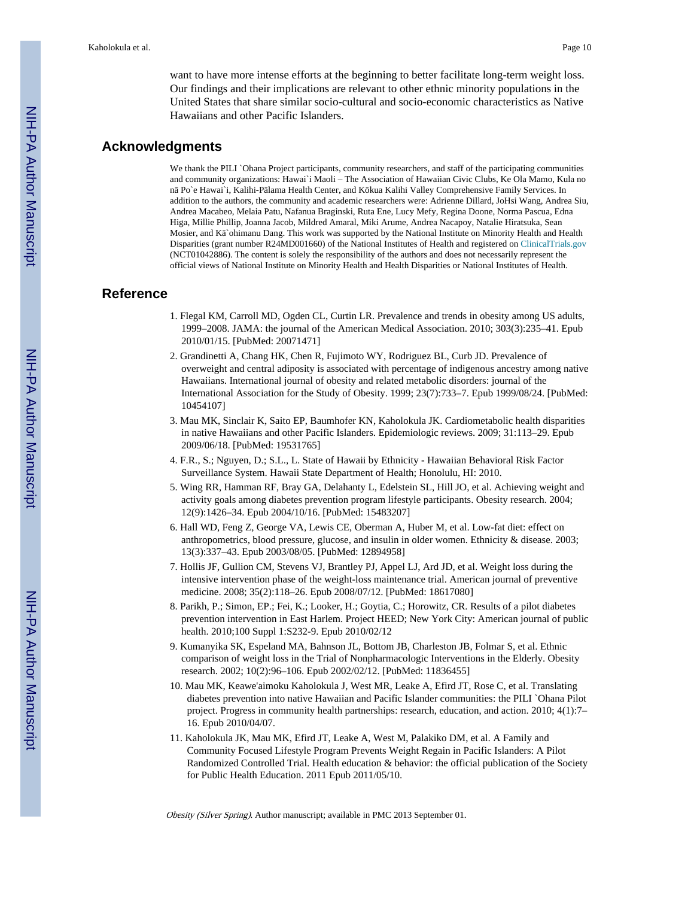want to have more intense efforts at the beginning to better facilitate long-term weight loss. Our findings and their implications are relevant to other ethnic minority populations in the United States that share similar socio-cultural and socio-economic characteristics as Native Hawaiians and other Pacific Islanders.

## Acknowledgments

We thank the PILI `Ohana Project participants, community researchers, and staff of the participating communities and community organizations: Hawai`i Maoli – The Association of Hawaiian Civic Clubs, Ke Ola Mamo, Kula no nā Po`e Hawai`i, Kalihi-Pālama Health Center, and Kōkua Kalihi Valley Comprehensive Family Services. In addition to the authors, the community and academic researchers were: Adrienne Dillard, JoHsi Wang, Andrea Siu, Andrea Macabeo, Melaia Patu, Nafanua Braginski, Ruta Ene, Lucy Mefy, Regina Doone, Norma Pascua, Edna Higa, Millie Phillip, Joanna Jacob, Mildred Amaral, Miki Arume, Andrea Nacapoy, Natalie Hiratsuka, Sean Mosier, and Kā`ohimanu Dang. This work was supported by the National Institute on Minority Health and Health Disparities (grant number R24MD001660) of the National Institutes of Health and registered on ClinicalTrials.gov (NCT01042886). The content is solely the responsibility of the authors and does not necessarily represent the official views of National Institute on Minority Health and Health Disparities or National Institutes of Health.

## Reference

1. Flegal KM, Carroll MD, Ogden CL, Curtin LR. Prevalence and trends in obesity among US adults, 1999–2008. JAMA: the journal of the American Medical Association. 2010; 303(3):235–41. Epub 2010/01/15. [PubMed: 20071471]
2. Grandinetti A, Chang HK, Chen R, Fujimoto WY, Rodriguez BL, Curb JD. Prevalence of overweight and central adiposity is associated with percentage of indigenous ancestry among native Hawaiians. International journal of obesity and related metabolic disorders: journal of the International Association for the Study of Obesity. 1999; 23(7):733–7. Epub 1999/08/24. [PubMed: 10454107]
3. Mau MK, Sinclair K, Saito EP, Baumhofer KN, Kaholokula JK. Cardiometabolic health disparities in native Hawaiians and other Pacific Islanders. Epidemiologic reviews. 2009; 31:113–29. Epub 2009/06/18. [PubMed: 19531765]
4. F.R., S.; Nguyen, D.; S.L., L. State of Hawaii by Ethnicity - Hawaiian Behavioral Risk Factor Surveillance System. Hawaii State Department of Health; Honolulu, HI: 2010.
5. Wing RR, Hamman RF, Bray GA, Delahanty L, Edelstein SL, Hill JO, et al. Achieving weight and activity goals among diabetes prevention program lifestyle participants. Obesity research. 2004; 12(9):1426–34. Epub 2004/10/16. [PubMed: 15483207]
6. Hall WD, Feng Z, George VA, Lewis CE, Oberman A, Huber M, et al. Low-fat diet: effect on anthropometrics, blood pressure, glucose, and insulin in older women. Ethnicity & disease. 2003; 13(3):337–43. Epub 2003/08/05. [PubMed: 12894958]
7. Hollis JF, Gullion CM, Stevens VJ, Brantley PJ, Appel LJ, Ard JD, et al. Weight loss during the intensive intervention phase of the weight-loss maintenance trial. American journal of preventive medicine. 2008; 35(2):118–26. Epub 2008/07/12. [PubMed: 18617080]
8. Parikh, P.; Simon, EP.; Fei, K.; Looker, H.; Goytia, C.; Horowitz, CR. Results of a pilot diabetes prevention intervention in East Harlem. Project HEED; New York City: American journal of public health. 2010;100 Suppl 1:S232-9. Epub 2010/02/12
9. Kumanyika SK, Espeland MA, Bahnson JL, Bottom JB, Charleston JB, Folmar S, et al. Ethnic comparison of weight loss in the Trial of Nonpharmacologic Interventions in the Elderly. Obesity research. 2002; 10(2):96–106. Epub 2002/02/12. [PubMed: 11836455]
10. Mau MK, Keawe'aimoku Kaholokula J, West MR, Leake A, Efird JT, Rose C, et al. Translating diabetes prevention into native Hawaiian and Pacific Islander communities: the PILI `Ohana Pilot project. Progress in community health partnerships: research, education, and action. 2010; 4(1):7–16. Epub 2010/04/07.
11. Kaholokula JK, Mau MK, Efird JT, Leake A, West M, Palakiko DM, et al. A Family and Community Focused Lifestyle Program Prevents Weight Regain in Pacific Islanders: A Pilot Randomized Controlled Trial. Health education & behavior: the official publication of the Society for Public Health Education. 2011 Epub 2011/05/10.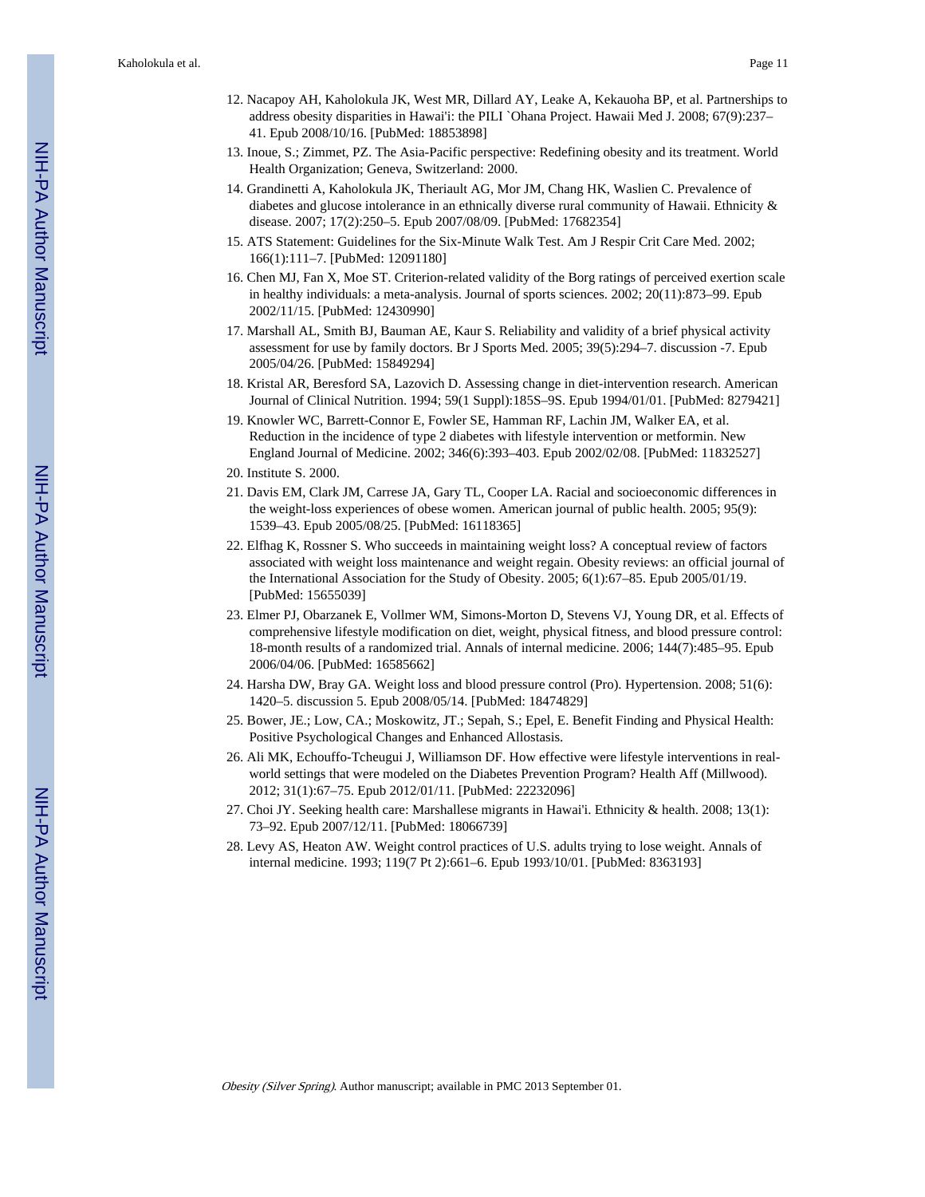12. Nacapoy AH, Kaholokula JK, West MR, Dillard AY, Leake A, Kekauoha BP, et al. Partnerships to address obesity disparities in Hawai'i: the PILI `Ohana Project. Hawaii Med J. 2008; 67(9):237–41. Epub 2008/10/16. [PubMed: 18853898]
13. Inoue, S.; Zimmet, PZ. The Asia-Pacific perspective: Redefining obesity and its treatment. World Health Organization; Geneva, Switzerland: 2000.
14. Grandinetti A, Kaholokula JK, Theriault AG, Mor JM, Chang HK, Waslien C. Prevalence of diabetes and glucose intolerance in an ethnically diverse rural community of Hawaii. Ethnicity & disease. 2007; 17(2):250–5. Epub 2007/08/09. [PubMed: 17682354]
15. ATS Statement: Guidelines for the Six-Minute Walk Test. Am J Respir Crit Care Med. 2002; 166(1):111–7. [PubMed: 12091180]
16. Chen MJ, Fan X, Moe ST. Criterion-related validity of the Borg ratings of perceived exertion scale in healthy individuals: a meta-analysis. Journal of sports sciences. 2002; 20(11):873–99. Epub 2002/11/15. [PubMed: 12430990]
17. Marshall AL, Smith BJ, Bauman AE, Kaur S. Reliability and validity of a brief physical activity assessment for use by family doctors. Br J Sports Med. 2005; 39(5):294–7. discussion -7. Epub 2005/04/26. [PubMed: 15849294]
18. Kristal AR, Beresford SA, Lazovich D. Assessing change in diet-intervention research. American Journal of Clinical Nutrition. 1994; 59(1 Suppl):185S–9S. Epub 1994/01/01. [PubMed: 8279421]
19. Knowler WC, Barrett-Connor E, Fowler SE, Hamman RF, Lachin JM, Walker EA, et al. Reduction in the incidence of type 2 diabetes with lifestyle intervention or metformin. New England Journal of Medicine. 2002; 346(6):393–403. Epub 2002/02/08. [PubMed: 11832527]
20. Institute S. 2000.
21. Davis EM, Clark JM, Carrese JA, Gary TL, Cooper LA. Racial and socioeconomic differences in the weight-loss experiences of obese women. American journal of public health. 2005; 95(9): 1539–43. Epub 2005/08/25. [PubMed: 16118365]
22. Elfhag K, Rossner S. Who succeeds in maintaining weight loss? A conceptual review of factors associated with weight loss maintenance and weight regain. Obesity reviews: an official journal of the International Association for the Study of Obesity. 2005; 6(1):67–85. Epub 2005/01/19. [PubMed: 15655039]
23. Elmer PJ, Obarzanek E, Vollmer WM, Simons-Morton D, Stevens VJ, Young DR, et al. Effects of comprehensive lifestyle modification on diet, weight, physical fitness, and blood pressure control: 18-month results of a randomized trial. Annals of internal medicine. 2006; 144(7):485–95. Epub 2006/04/06. [PubMed: 16585662]
24. Harsha DW, Bray GA. Weight loss and blood pressure control (Pro). Hypertension. 2008; 51(6): 1420–5. discussion 5. Epub 2008/05/14. [PubMed: 18474829]
25. Bower, JE.; Low, CA.; Moskowitz, JT.; Sepah, S.; Epel, E. Benefit Finding and Physical Health: Positive Psychological Changes and Enhanced Allostasis.
26. Ali MK, Echouffo-Tcheugui J, Williamson DF. How effective were lifestyle interventions in real-world settings that were modeled on the Diabetes Prevention Program? Health Aff (Millwood). 2012; 31(1):67–75. Epub 2012/01/11. [PubMed: 22232096]
27. Choi JY. Seeking health care: Marshallese migrants in Hawai'i. Ethnicity & health. 2008; 13(1): 73–92. Epub 2007/12/11. [PubMed: 18066739]
28. Levy AS, Heaton AW. Weight control practices of U.S. adults trying to lose weight. Annals of internal medicine. 1993; 119(7 Pt 2):661–6. Epub 1993/10/01. [PubMed: 8363193]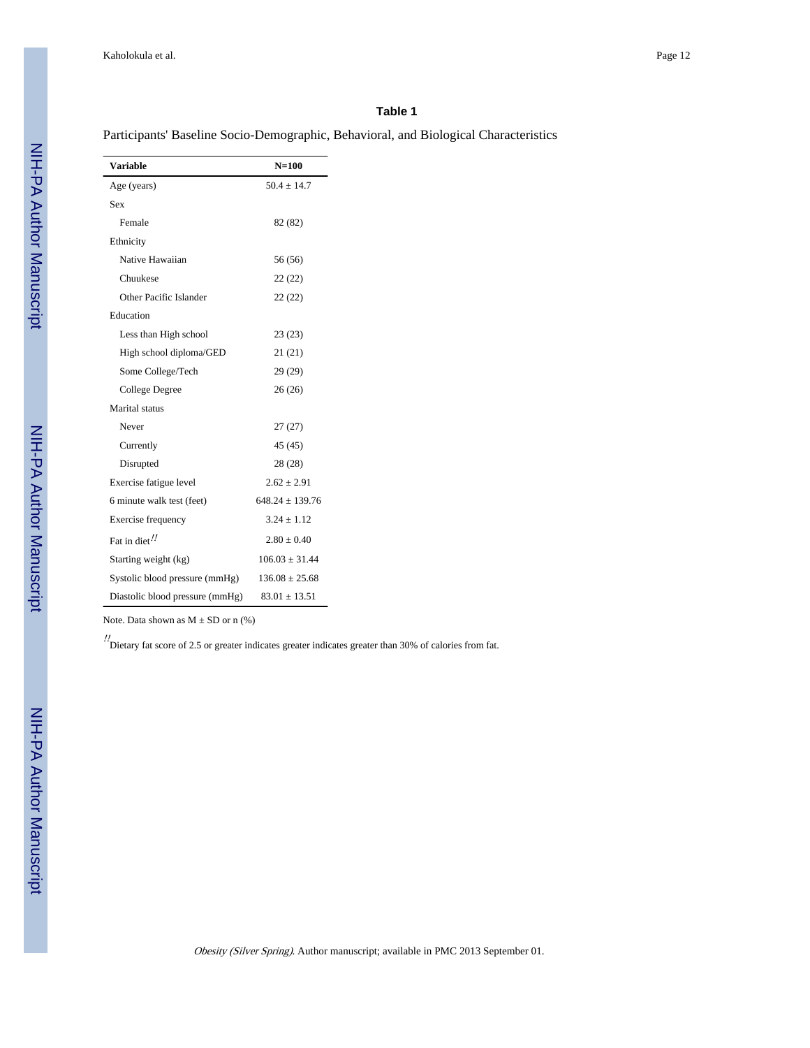## Table 1

Participants' Baseline Socio-Demographic, Behavioral, and Biological Characteristics

| Variable | N=100 |
|---|---|
| Age (years) | 50.4 ± 14.7 |
| Sex | |
| Female | 82 (82) |
| Ethnicity | |
| Native Hawaiian | 56 (56) |
| Chuukese | 22 (22) |
| Other Pacific Islander | 22 (22) |
| Education | |
| Less than High school | 23 (23) |
| High school diploma/GED | 21 (21) |
| Some College/Tech | 29 (29) |
| College Degree | 26 (26) |
| Marital status | |
| Never | 27 (27) |
| Currently | 45 (45) |
| Disrupted | 28 (28) |
| Exercise fatigue level | 2.62 ± 2.91 |
| 6 minute walk test (feet) | 648.24 ± 139.76 |
| Exercise frequency | 3.24 ± 1.12 |
| Fat in diet[//] | 2.80 ± 0.40 |
| Starting weight (kg) | 106.03 ± 31.44 |
| Systolic blood pressure (mmHg) | 136.08 ± 25.68 |
| Diastolic blood pressure (mmHg) | 83.01 ± 13.51 |

Note. Data shown as M ± SD or n (%)

[//]Dietary fat score of 2.5 or greater indicates greater indicates greater than 30% of calories from fat.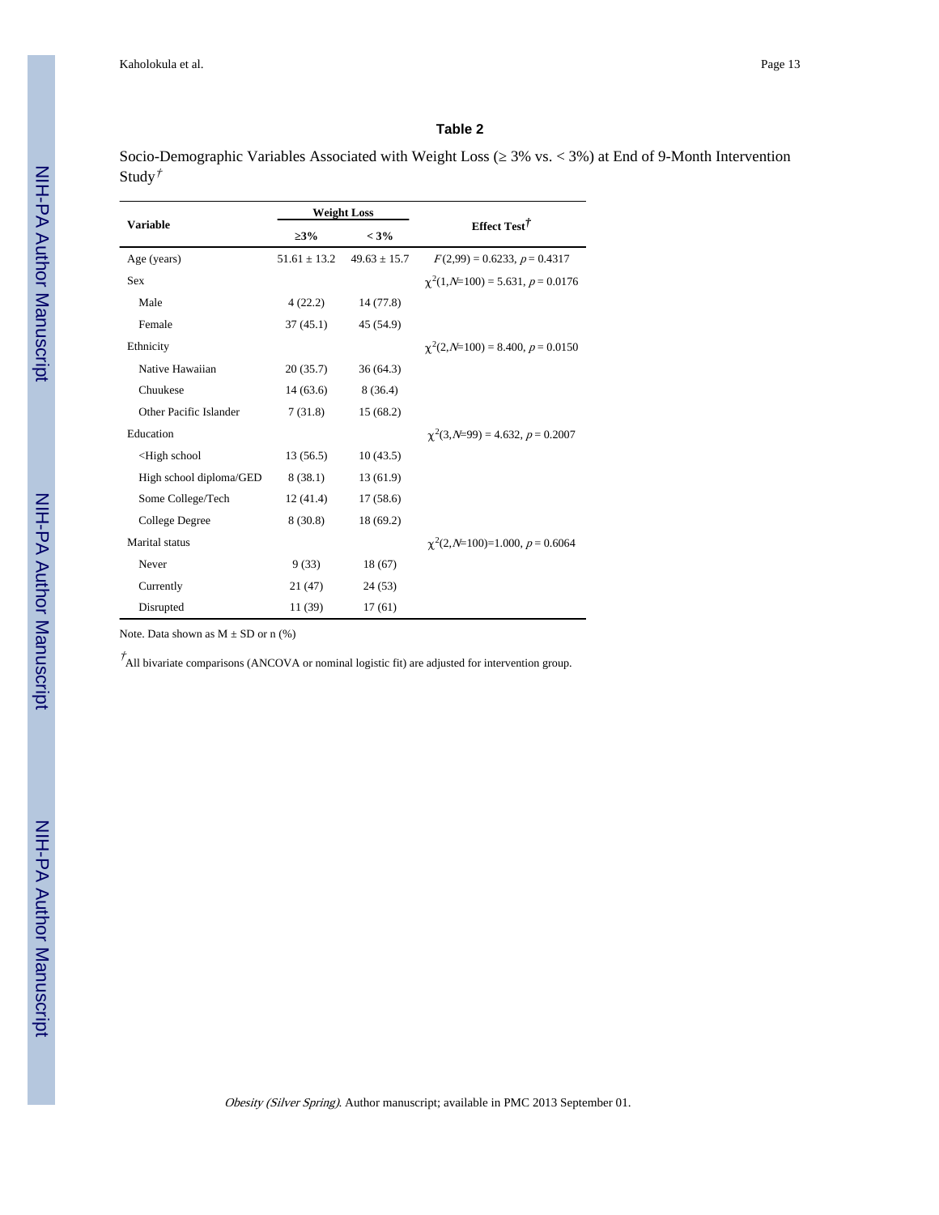## Table 2

Socio-Demographic Variables Associated with Weight Loss (≥ 3% vs. < 3%) at End of 9-Month Intervention Study†

| Variable | Weight Loss | | Effect Test† |
|---|---|---|---|
| | ≥3% | < 3% | |
| Age (years) | 51.61 ± 13.2 | 49.63 ± 15.7 | $F(2,99) = 0.6233$, $p = 0.4317$ |
| Sex | | | $\chi^2(1, N=100) = 5.631$, $p = 0.0176$ |
| Male | 4 (22.2) | 14 (77.8) | |
| Female | 37 (45.1) | 45 (54.9) | |
| Ethnicity | | | $\chi^2(2, N=100) = 8.400$, $p = 0.0150$ |
| Native Hawaiian | 20 (35.7) | 36 (64.3) | |
| Chuukese | 14 (63.6) | 8 (36.4) | |
| Other Pacific Islander | 7 (31.8) | 15 (68.2) | |
| Education | | | $\chi^2(3, N=99) = 4.632$, $p = 0.2007$ |
| <High school | 13 (56.5) | 10 (43.5) | |
| High school diploma/GED | 8 (38.1) | 13 (61.9) | |
| Some College/Tech | 12 (41.4) | 17 (58.6) | |
| College Degree | 8 (30.8) | 18 (69.2) | |
| Marital status | | | $\chi^2(2, N=100)=1.000$, $p = 0.6064$ |
| Never | 9 (33) | 18 (67) | |
| Currently | 21 (47) | 24 (53) | |
| Disrupted | 11 (39) | 17 (61) | |

Note. Data shown as M ± SD or n (%)

†All bivariate comparisons (ANCOVA or nominal logistic fit) are adjusted for intervention group.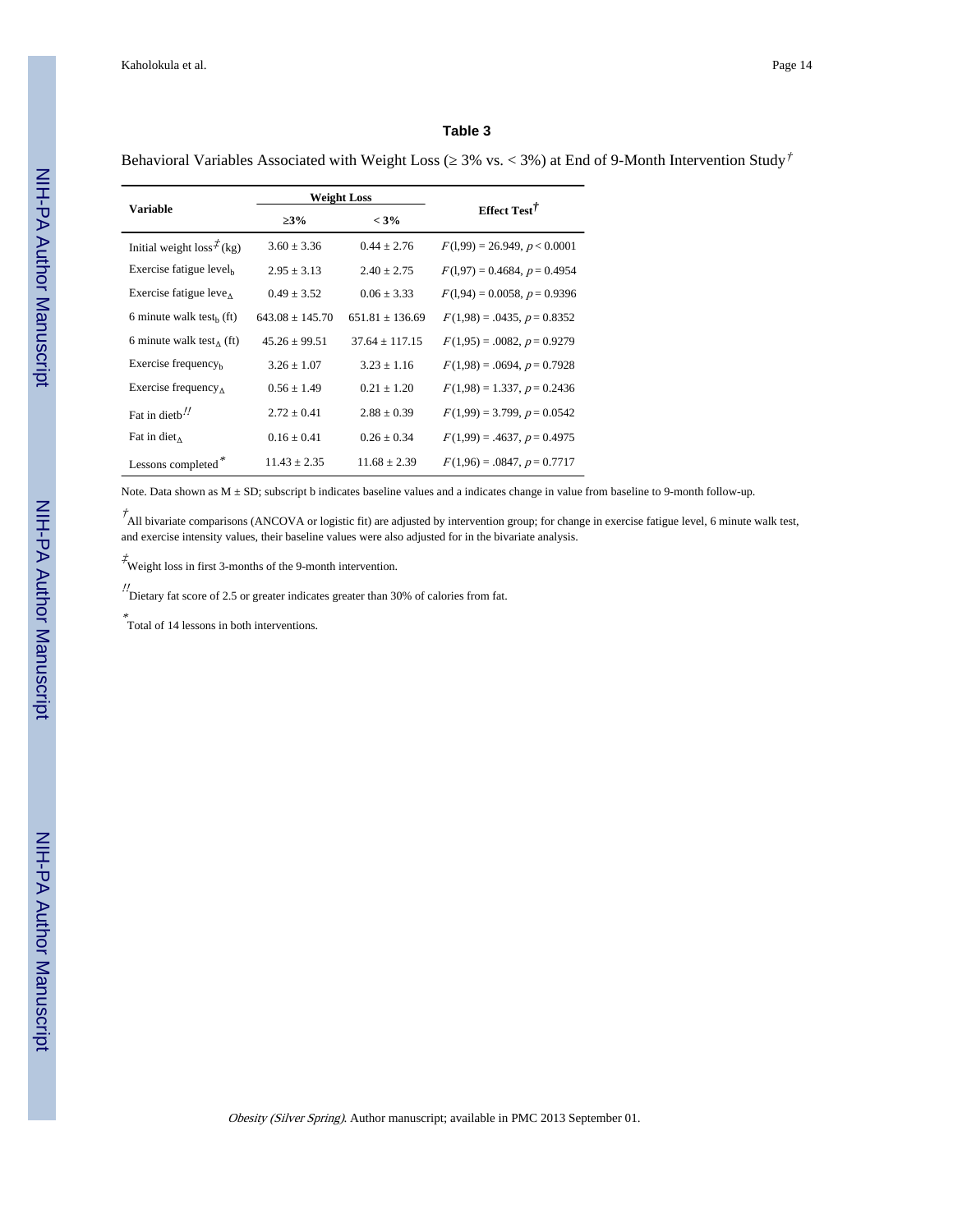### Table 3

Behavioral Variables Associated with Weight Loss (≥ 3% vs. < 3%) at End of 9-Month Intervention Study[†]

| Variable | Weight Loss | | Effect Test[†] |
|---|---|---|---|
| | ≥3% | < 3% | |
| Initial weight loss[‡] (kg) | 3.60 ± 3.36 | 0.44 ± 2.76 | $F$(l,99) = 26.949, $p$ < 0.0001 |
| Exercise fatigue level$_b$ | 2.95 ± 3.13 | 2.40 ± 2.75 | $F$(l,97) = 0.4684, $p$ = 0.4954 |
| Exercise fatigue leve$_\Delta$ | 0.49 ± 3.52 | 0.06 ± 3.33 | $F$(l,94) = 0.0058, $p$ = 0.9396 |
| 6 minute walk test$_b$ (ft) | 643.08 ± 145.70 | 651.81 ± 136.69 | $F$(1,98) = .0435, $p$ = 0.8352 |
| 6 minute walk test$_\Delta$ (ft) | 45.26 ± 99.51 | 37.64 ± 117.15 | $F$(1,95) = .0082, $p$ = 0.9279 |
| Exercise frequency$_b$ | 3.26 ± 1.07 | 3.23 ± 1.16 | $F$(1,98) = .0694, $p$ = 0.7928 |
| Exercise frequency$_\Delta$ | 0.56 ± 1.49 | 0.21 ± 1.20 | $F$(1,98) = 1.337, $p$ = 0.2436 |
| Fat in dietb[//] | 2.72 ± 0.41 | 2.88 ± 0.39 | $F$(1,99) = 3.799, $p$ = 0.0542 |
| Fat in diet$_\Delta$ | 0.16 ± 0.41 | 0.26 ± 0.34 | $F$(1,99) = .4637, $p$ = 0.4975 |
| Lessons completed[*] | 11.43 ± 2.35 | 11.68 ± 2.39 | $F$(1,96) = .0847, $p$ = 0.7717 |

Note. Data shown as M ± SD; subscript b indicates baseline values and a indicates change in value from baseline to 9-month follow-up.

[†]All bivariate comparisons (ANCOVA or logistic fit) are adjusted by intervention group; for change in exercise fatigue level, 6 minute walk test, and exercise intensity values, their baseline values were also adjusted for in the bivariate analysis.

[‡]Weight loss in first 3-months of the 9-month intervention.

[//]Dietary fat score of 2.5 or greater indicates greater than 30% of calories from fat.

[*]Total of 14 lessons in both interventions.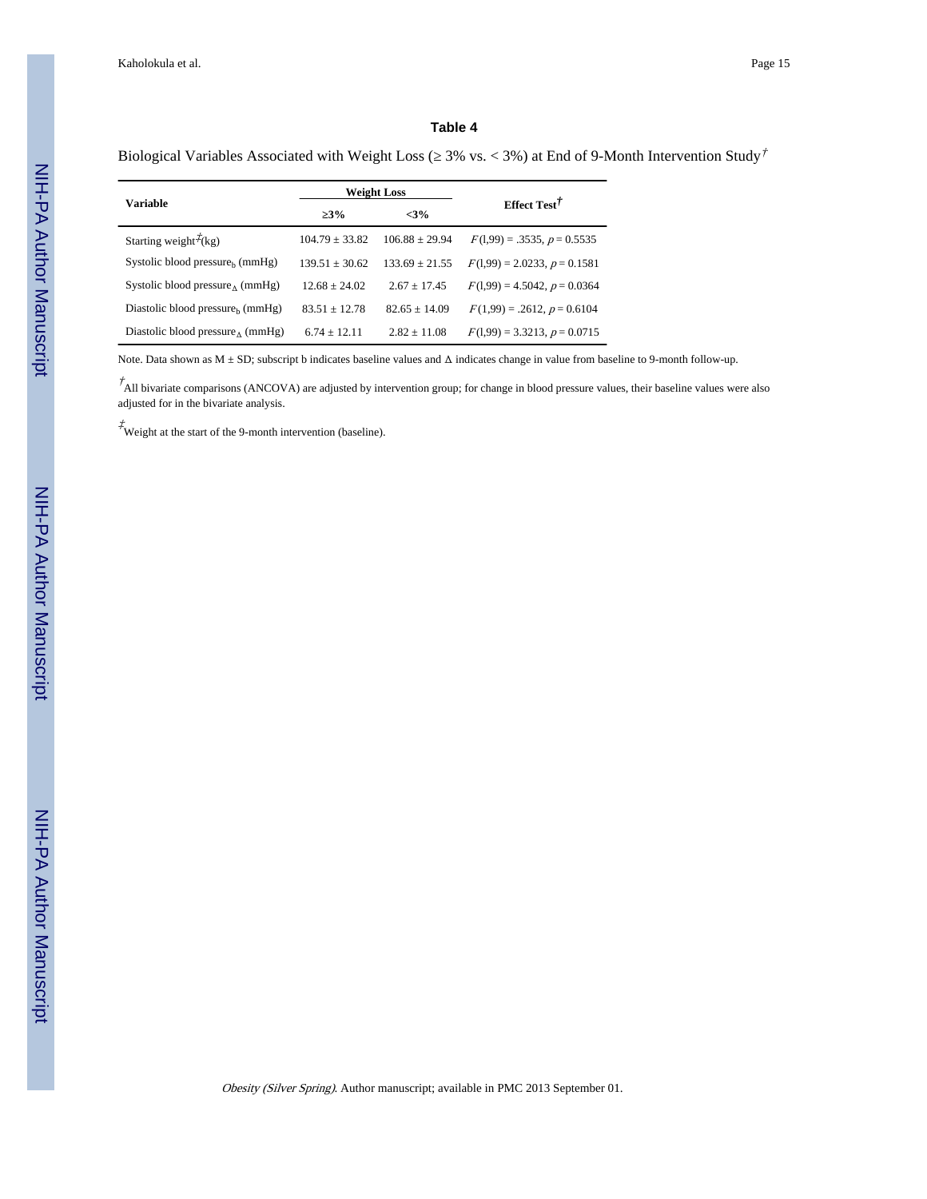## Table 4

Biological Variables Associated with Weight Loss (≥ 3% vs. < 3%) at End of 9-Month Intervention Study[†]

| Variable | Weight Loss | | Effect Test[†] |
|---|---|---|---|
| | ≥3% | <3% | |
| Starting weight[‡](kg) | 104.79 ± 33.82 | 106.88 ± 29.94 | $F(1,99) = .3535$, $p = 0.5535$ |
| Systolic blood pressure$_b$ (mmHg) | 139.51 ± 30.62 | 133.69 ± 21.55 | $F(1,99) = 2.0233$, $p = 0.1581$ |
| Systolic blood pressure$_\Delta$ (mmHg) | 12.68 ± 24.02 | 2.67 ± 17.45 | $F(1,99) = 4.5042$, $p = 0.0364$ |
| Diastolic blood pressure$_b$ (mmHg) | 83.51 ± 12.78 | 82.65 ± 14.09 | $F(1,99) = .2612$, $p = 0.6104$ |
| Diastolic blood pressure$_\Delta$ (mmHg) | 6.74 ± 12.11 | 2.82 ± 11.08 | $F(1,99) = 3.3213$, $p = 0.0715$ |

Note. Data shown as M ± SD; subscript b indicates baseline values and Δ indicates change in value from baseline to 9-month follow-up.

[†]All bivariate comparisons (ANCOVA) are adjusted by intervention group; for change in blood pressure values, their baseline values were also adjusted for in the bivariate analysis.

[‡]Weight at the start of the 9-month intervention (baseline).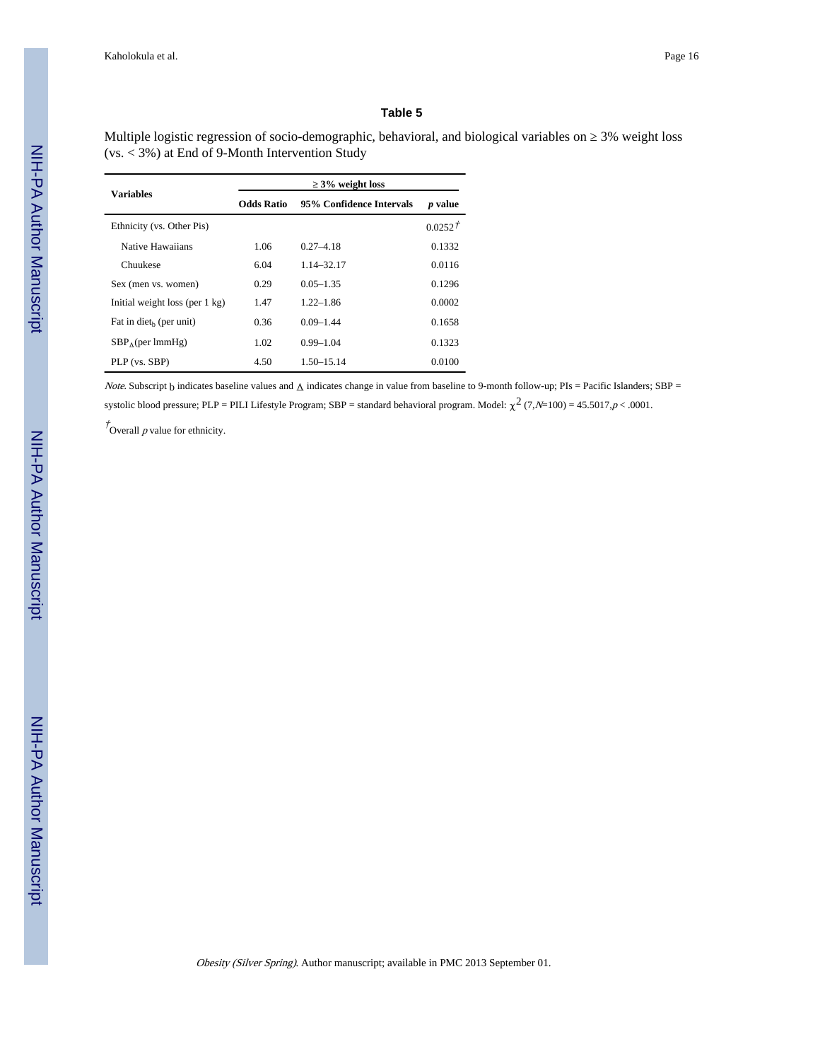### Table 5

Multiple logistic regression of socio-demographic, behavioral, and biological variables on ≥ 3% weight loss (vs. < 3%) at End of 9-Month Intervention Study

| Variables | ≥ 3% weight loss | | |
|---|---|---|---|
| | Odds Ratio | 95% Confidence Intervals | *p* value |
| Ethnicity (vs. Other Pis) | | | 0.0252† |
| Native Hawaiians | 1.06 | 0.27–4.18 | 0.1332 |
| Chuukese | 6.04 | 1.14–32.17 | 0.0116 |
| Sex (men vs. women) | 0.29 | 0.05–1.35 | 0.1296 |
| Initial weight loss (per 1 kg) | 1.47 | 1.22–1.86 | 0.0002 |
| Fat in $diet_b$ (per unit) | 0.36 | 0.09–1.44 | 0.1658 |
| $SBP_{\Delta}$(per lmmHg) | 1.02 | 0.99–1.04 | 0.1323 |
| PLP (vs. SBP) | 4.50 | 1.50–15.14 | 0.0100 |

*Note*. Subscript b indicates baseline values and $\Delta$ indicates change in value from baseline to 9-month follow-up; PIs = Pacific Islanders; SBP = systolic blood pressure; PLP = PILI Lifestyle Program; SBP = standard behavioral program. Model: $\chi^2$ (7,*N*=100) = 45.5017,$p < .0001$.

†Overall *p* value for ethnicity.